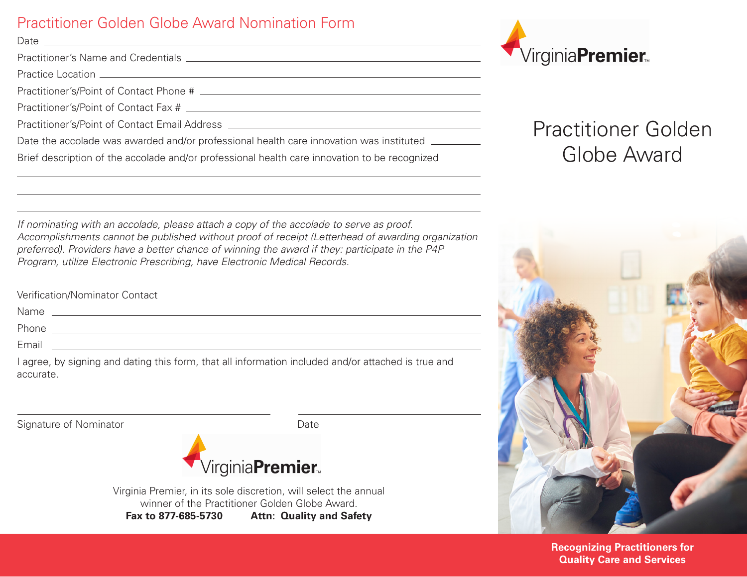# Practitioner Golden Globe Award Nomination Form

Date \_\_\_\_\_\_\_\_\_\_\_\_\_\_\_\_\_\_\_\_\_\_\_\_\_\_\_\_\_\_\_\_\_\_\_\_\_\_\_\_

Practitioner's Name and Credentials \_\_\_\_\_\_\_\_\_\_\_\_\_\_\_\_\_\_\_\_\_\_\_\_\_\_\_\_\_\_\_\_\_\_\_\_\_\_\_\_

Practice Location \_\_\_\_\_\_\_\_\_\_\_\_\_\_\_\_\_\_\_\_\_\_\_\_\_\_\_\_\_\_\_\_\_\_\_\_\_\_\_\_

Practitioner's/Point of Contact Phone # \_\_\_\_\_\_\_\_\_\_\_\_\_\_\_\_\_\_\_\_\_\_\_\_\_\_\_\_\_\_\_\_\_\_\_\_\_\_\_\_

Practitioner's/Point of Contact Fax # \_\_\_\_\_\_\_\_\_\_\_\_\_\_\_\_\_\_\_\_\_\_\_\_\_\_\_\_\_\_\_\_\_\_\_\_\_\_\_\_

Practitioner's/Point of Contact Email Address \_\_\_\_\_\_\_\_\_\_\_\_\_\_\_\_\_\_\_\_\_\_\_\_\_\_\_\_\_\_\_\_\_\_\_\_\_\_\_\_

Date the accolade was awarded and/or professional health care innovation was instituted \_\_\_\_\_\_\_\_\_\_

Brief description of the accolade and/or professional health care innovation to be recognized

\_\_\_\_\_\_\_\_\_\_\_\_\_\_\_\_\_\_\_\_\_\_\_\_\_\_\_\_\_\_\_\_\_\_\_\_\_\_\_\_\_\_\_\_\_\_\_\_\_\_\_\_\_\_\_\_\_\_\_\_\_\_\_\_\_\_\_\_\_\_\_\_\_\_\_\_\_\_

\_\_\_\_\_\_\_\_\_\_\_\_\_\_\_\_\_\_\_\_\_\_\_\_\_\_\_\_\_\_\_\_\_\_\_\_\_\_\_\_\_\_\_\_\_\_\_\_\_\_\_\_\_\_\_\_\_\_\_\_\_\_\_\_\_\_\_\_\_\_\_\_\_\_\_\_\_\_

\_\_\_\_\_\_\_\_\_\_\_\_\_\_\_\_\_\_\_\_\_\_\_\_\_\_\_\_\_\_\_\_\_\_\_\_\_\_\_\_\_\_\_\_\_\_\_\_\_\_\_\_\_\_\_\_\_\_\_\_\_\_\_\_\_\_\_\_\_\_\_\_\_\_\_\_\_\_

*If nominating with an accolade, please attach a copy of the accolade to serve as proof. Accomplishments cannot be published without proof of receipt (Letterhead of awarding organization preferred). Providers have a better chance of winning the award if they: participate in the P4P Program, utilize Electronic Prescribing, have Electronic Medical Records.*

Verification/Nominator Contact

Name \_\_\_\_\_\_\_\_\_\_\_\_\_\_\_\_\_\_\_\_\_\_\_\_\_\_\_\_\_\_\_\_\_\_\_\_\_\_\_\_

Phone \_\_\_\_\_\_\_\_\_\_\_\_\_\_\_\_\_\_\_\_\_\_\_\_\_\_\_\_\_\_\_\_\_\_\_\_\_\_\_\_

Email \_\_\_\_\_\_\_\_\_\_\_\_\_\_\_\_\_\_\_\_\_\_\_\_\_\_\_\_\_\_\_\_\_\_\_\_\_\_\_\_

I agree, by signing and dating this form, that all information included and/or attached is true and accurate.

\_\_\_\_\_\_\_\_\_\_\_\_\_\_\_\_\_\_\_\_\_\_\_\_\_\_\_\_\_\_\_\_ \_\_\_\_\_\_\_\_\_\_\_\_\_\_\_\_\_\_\_\_

Signature of Nominator Date

VirginiaPremier

Virginia Premier, in its sole discretion, will select the annual winner of the Practitioner Golden Globe Award.

**Fax to 877-685-5730 Attn: Quality and Safety**

VirginiaPremier

# Practitioner Golden Globe Award

**Recognizing Practitioners for Quality Care and Services**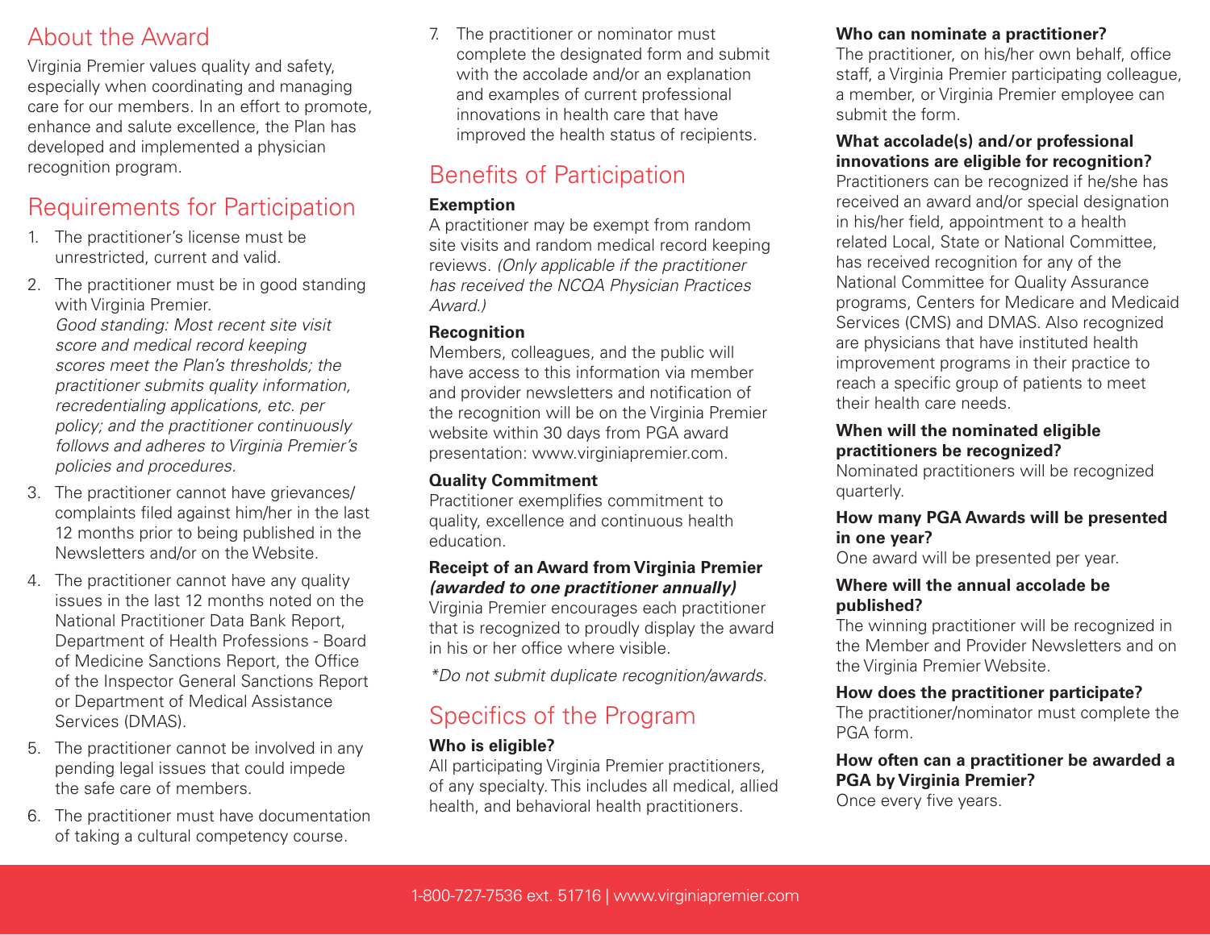## About the Award

Virginia Premier values quality and safety, especially when coordinating and managing care for our members. In an effort to promote, enhance and salute excellence, the Plan has developed and implemented a physician recognition program.

## Requirements for Participation

1. The practitioner's license must be unrestricted, current and valid.
2. The practitioner must be in good standing with Virginia Premier.
   *Good standing: Most recent site visit score and medical record keeping scores meet the Plan's thresholds; the practitioner submits quality information, recredentialing applications, etc. per policy; and the practitioner continuously follows and adheres to Virginia Premier's policies and procedures.*
3. The practitioner cannot have grievances/ complaints filed against him/her in the last 12 months prior to being published in the Newsletters and/or on the Website.
4. The practitioner cannot have any quality issues in the last 12 months noted on the National Practitioner Data Bank Report, Department of Health Professions - Board of Medicine Sanctions Report, the Office of the Inspector General Sanctions Report or Department of Medical Assistance Services (DMAS).
5. The practitioner cannot be involved in any pending legal issues that could impede the safe care of members.
6. The practitioner must have documentation of taking a cultural competency course.
7. The practitioner or nominator must complete the designated form and submit with the accolade and/or an explanation and examples of current professional innovations in health care that have improved the health status of recipients.

## Benefits of Participation

**Exemption**
A practitioner may be exempt from random site visits and random medical record keeping reviews. *(Only applicable if the practitioner has received the NCQA Physician Practices Award.)*

**Recognition**
Members, colleagues, and the public will have access to this information via member and provider newsletters and notification of the recognition will be on the Virginia Premier website within 30 days from PGA award presentation: www.virginiapremier.com.

**Quality Commitment**
Practitioner exemplifies commitment to quality, excellence and continuous health education.

**Receipt of an Award from Virginia Premier *(awarded to one practitioner annually)***
Virginia Premier encourages each practitioner that is recognized to proudly display the award in his or her office where visible.

**Do not submit duplicate recognition/awards.* (italic)

## Specifics of the Program

**Who is eligible?**
All participating Virginia Premier practitioners, of any specialty. This includes all medical, allied health, and behavioral health practitioners.

**Who can nominate a practitioner?**
The practitioner, on his/her own behalf, office staff, a Virginia Premier participating colleague, a member, or Virginia Premier employee can submit the form.

**What accolade(s) and/or professional innovations are eligible for recognition?**
Practitioners can be recognized if he/she has received an award and/or special designation in his/her field, appointment to a health related Local, State or National Committee, has received recognition for any of the National Committee for Quality Assurance programs, Centers for Medicare and Medicaid Services (CMS) and DMAS. Also recognized are physicians that have instituted health improvement programs in their practice to reach a specific group of patients to meet their health care needs.

**When will the nominated eligible practitioners be recognized?**
Nominated practitioners will be recognized quarterly.

**How many PGA Awards will be presented in one year?**
One award will be presented per year.

**Where will the annual accolade be published?**
The winning practitioner will be recognized in the Member and Provider Newsletters and on the Virginia Premier Website.

**How does the practitioner participate?**
The practitioner/nominator must complete the PGA form.

**How often can a practitioner be awarded a PGA by Virginia Premier?**
Once every five years.

1-800-727-7536 ext. 51716 | www.virginiapremier.com